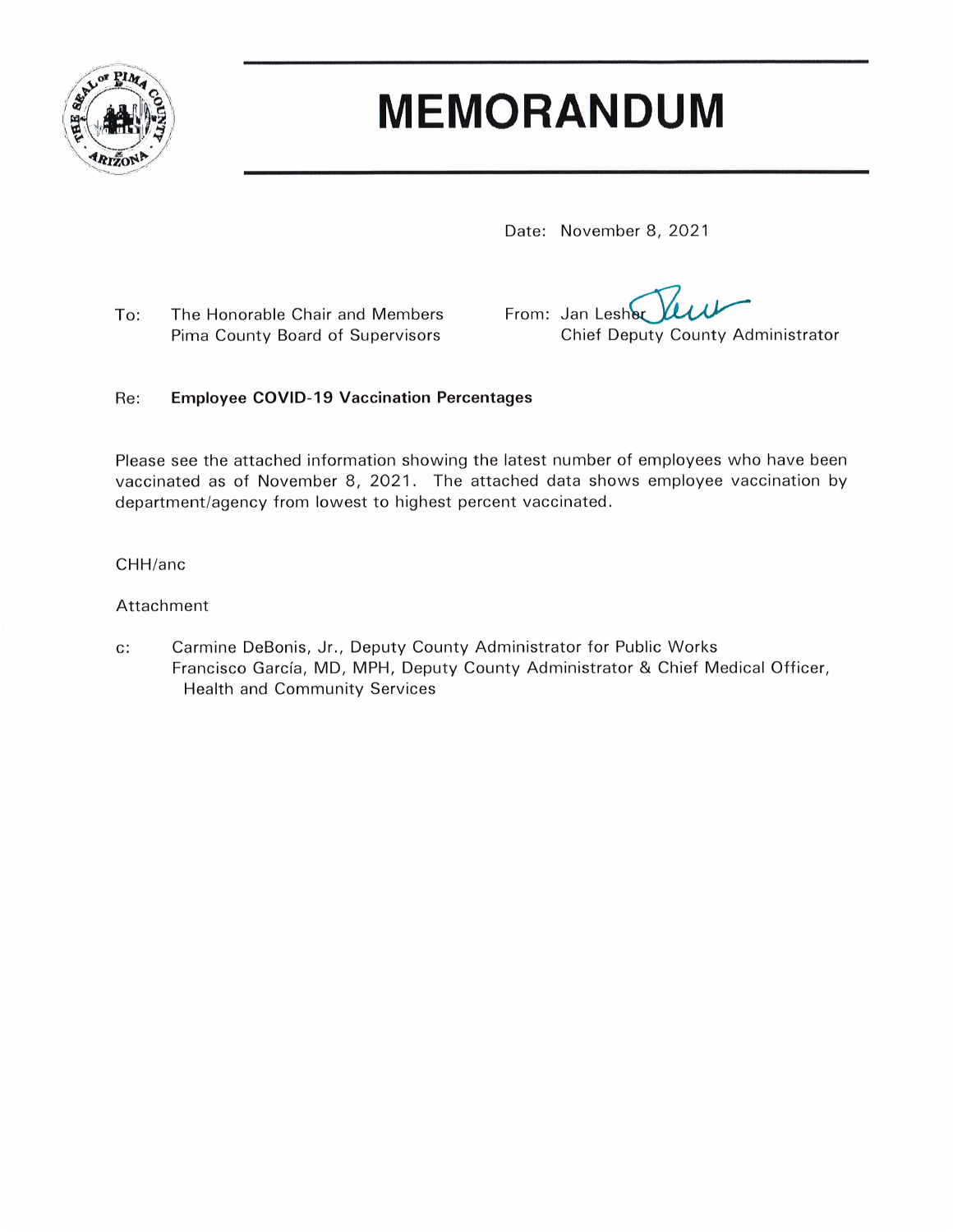# MEMORANDUM

Date: November 8, 2021

To: The Honorable Chair and Members
Pima County Board of Supervisors

From: Jan Lesher
Chief Deputy County Administrator

Re: **Employee COVID-19 Vaccination Percentages**

Please see the attached information showing the latest number of employees who have been vaccinated as of November 8, 2021. The attached data shows employee vaccination by department/agency from lowest to highest percent vaccinated.

CHH/anc

Attachment

c: Carmine DeBonis, Jr., Deputy County Administrator for Public Works
Francisco García, MD, MPH, Deputy County Administrator & Chief Medical Officer, Health and Community Services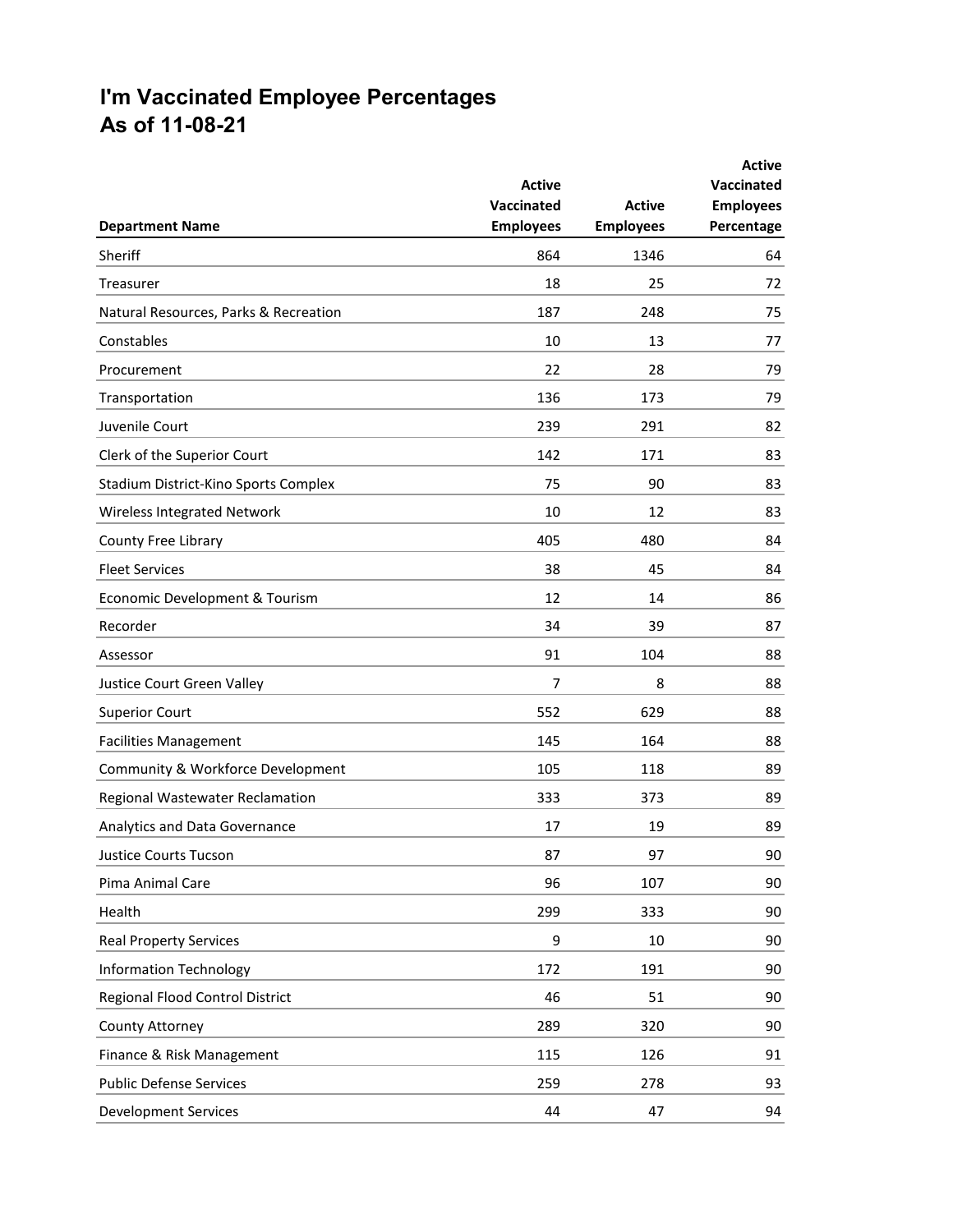# I'm Vaccinated Employee Percentages
# As of 11-08-21

| Department Name | Active Vaccinated Employees | Active Employees | Active Vaccinated Employees Percentage |
|---|---|---|---|
| Sheriff | 864 | 1346 | 64 |
| Treasurer | 18 | 25 | 72 |
| Natural Resources, Parks & Recreation | 187 | 248 | 75 |
| Constables | 10 | 13 | 77 |
| Procurement | 22 | 28 | 79 |
| Transportation | 136 | 173 | 79 |
| Juvenile Court | 239 | 291 | 82 |
| Clerk of the Superior Court | 142 | 171 | 83 |
| Stadium District-Kino Sports Complex | 75 | 90 | 83 |
| Wireless Integrated Network | 10 | 12 | 83 |
| County Free Library | 405 | 480 | 84 |
| Fleet Services | 38 | 45 | 84 |
| Economic Development & Tourism | 12 | 14 | 86 |
| Recorder | 34 | 39 | 87 |
| Assessor | 91 | 104 | 88 |
| Justice Court Green Valley | 7 | 8 | 88 |
| Superior Court | 552 | 629 | 88 |
| Facilities Management | 145 | 164 | 88 |
| Community & Workforce Development | 105 | 118 | 89 |
| Regional Wastewater Reclamation | 333 | 373 | 89 |
| Analytics and Data Governance | 17 | 19 | 89 |
| Justice Courts Tucson | 87 | 97 | 90 |
| Pima Animal Care | 96 | 107 | 90 |
| Health | 299 | 333 | 90 |
| Real Property Services | 9 | 10 | 90 |
| Information Technology | 172 | 191 | 90 |
| Regional Flood Control District | 46 | 51 | 90 |
| County Attorney | 289 | 320 | 90 |
| Finance & Risk Management | 115 | 126 | 91 |
| Public Defense Services | 259 | 278 | 93 |
| Development Services | 44 | 47 | 94 |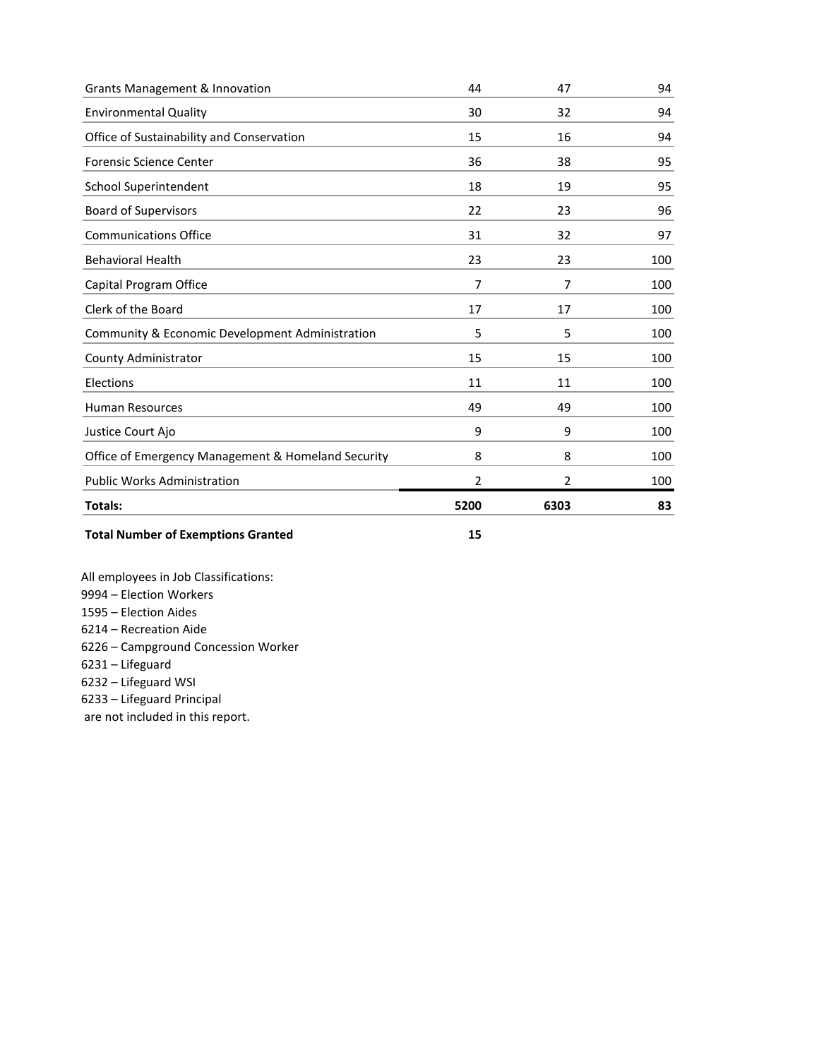| | | | |
|---|---|---|---|
| Grants Management & Innovation | 44 | 47 | 94 |
| Environmental Quality | 30 | 32 | 94 |
| Office of Sustainability and Conservation | 15 | 16 | 94 |
| Forensic Science Center | 36 | 38 | 95 |
| School Superintendent | 18 | 19 | 95 |
| Board of Supervisors | 22 | 23 | 96 |
| Communications Office | 31 | 32 | 97 |
| Behavioral Health | 23 | 23 | 100 |
| Capital Program Office | 7 | 7 | 100 |
| Clerk of the Board | 17 | 17 | 100 |
| Community & Economic Development Administration | 5 | 5 | 100 |
| County Administrator | 15 | 15 | 100 |
| Elections | 11 | 11 | 100 |
| Human Resources | 49 | 49 | 100 |
| Justice Court Ajo | 9 | 9 | 100 |
| Office of Emergency Management & Homeland Security | 8 | 8 | 100 |
| Public Works Administration | 2 | 2 | 100 |
| **Totals:** | **5200** | **6303** | **83** |
| **Total Number of Exemptions Granted** | **15** | | |

All employees in Job Classifications:
9994 – Election Workers
1595 – Election Aides
6214 – Recreation Aide
6226 – Campground Concession Worker
6231 – Lifeguard
6232 – Lifeguard WSI
6233 – Lifeguard Principal
are not included in this report.